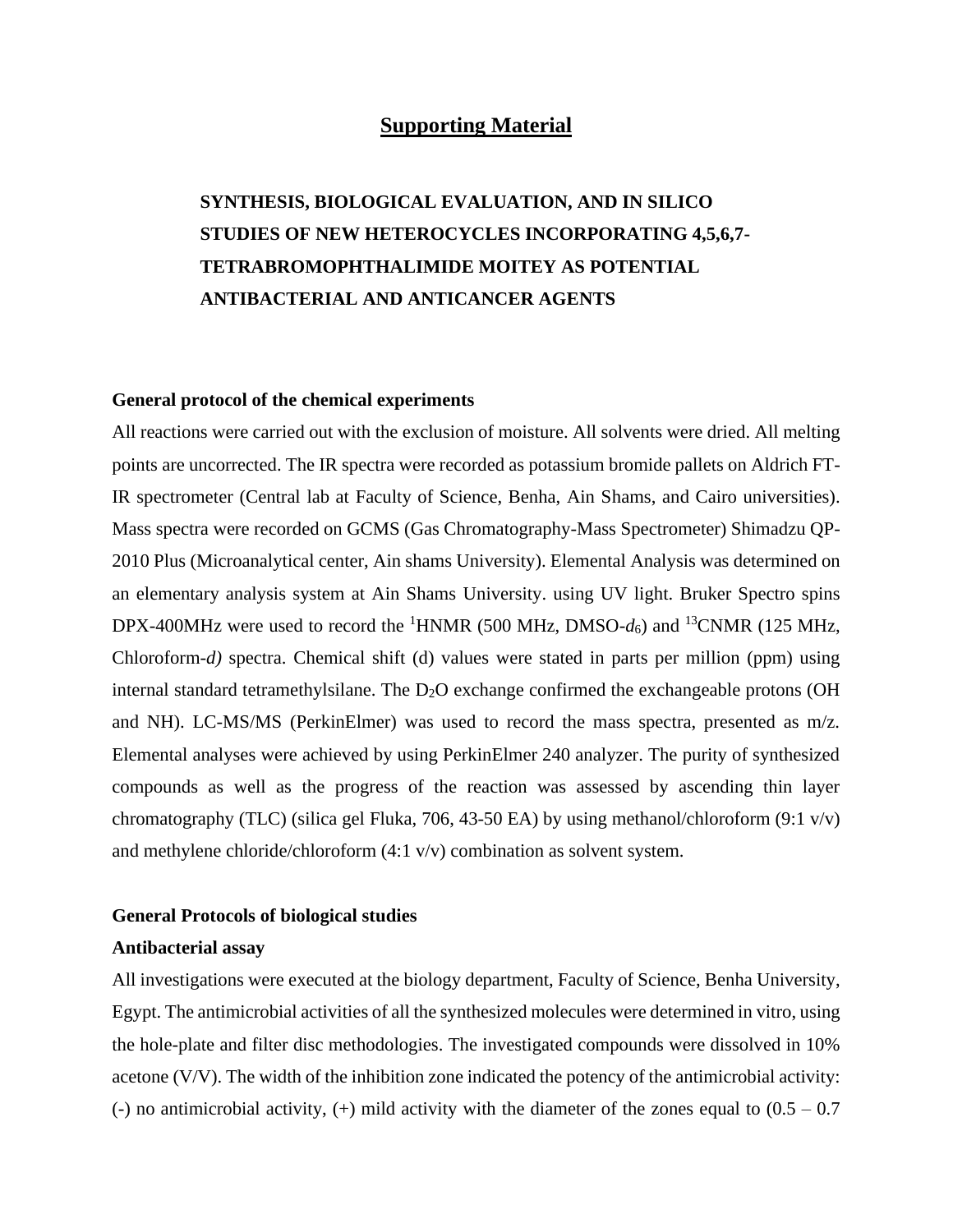# Supporting Material

## SYNTHESIS, BIOLOGICAL EVALUATION, AND IN SILICO STUDIES OF NEW HETEROCYCLES INCORPORATING 4,5,6,7-TETRABROMOPHTHALIMIDE MOITEY AS POTENTIAL ANTIBACTERIAL AND ANTICANCER AGENTS

### General protocol of the chemical experiments

All reactions were carried out with the exclusion of moisture. All solvents were dried. All melting points are uncorrected. The IR spectra were recorded as potassium bromide pallets on Aldrich FT-IR spectrometer (Central lab at Faculty of Science, Benha, Ain Shams, and Cairo universities). Mass spectra were recorded on GCMS (Gas Chromatography-Mass Spectrometer) Shimadzu QP-2010 Plus (Microanalytical center, Ain shams University). Elemental Analysis was determined on an elementary analysis system at Ain Shams University. using UV light. Bruker Spectro spins DPX-400MHz were used to record the $^{1}$HNMR (500 MHz, DMSO-$d_6$) and $^{13}$CNMR (125 MHz, Chloroform-*d)* spectra. Chemical shift (d) values were stated in parts per million (ppm) using internal standard tetramethylsilane. The $D_2O$ exchange confirmed the exchangeable protons (OH and NH). LC-MS/MS (PerkinElmer) was used to record the mass spectra, presented as m/z. Elemental analyses were achieved by using PerkinElmer 240 analyzer. The purity of synthesized compounds as well as the progress of the reaction was assessed by ascending thin layer chromatography (TLC) (silica gel Fluka, 706, 43-50 EA) by using methanol/chloroform (9:1 v/v) and methylene chloride/chloroform (4:1 v/v) combination as solvent system.

### General Protocols of biological studies

#### Antibacterial assay

All investigations were executed at the biology department, Faculty of Science, Benha University, Egypt. The antimicrobial activities of all the synthesized molecules were determined in vitro, using the hole-plate and filter disc methodologies. The investigated compounds were dissolved in 10% acetone (V/V). The width of the inhibition zone indicated the potency of the antimicrobial activity: (-) no antimicrobial activity, (+) mild activity with the diameter of the zones equal to (0.5 – 0.7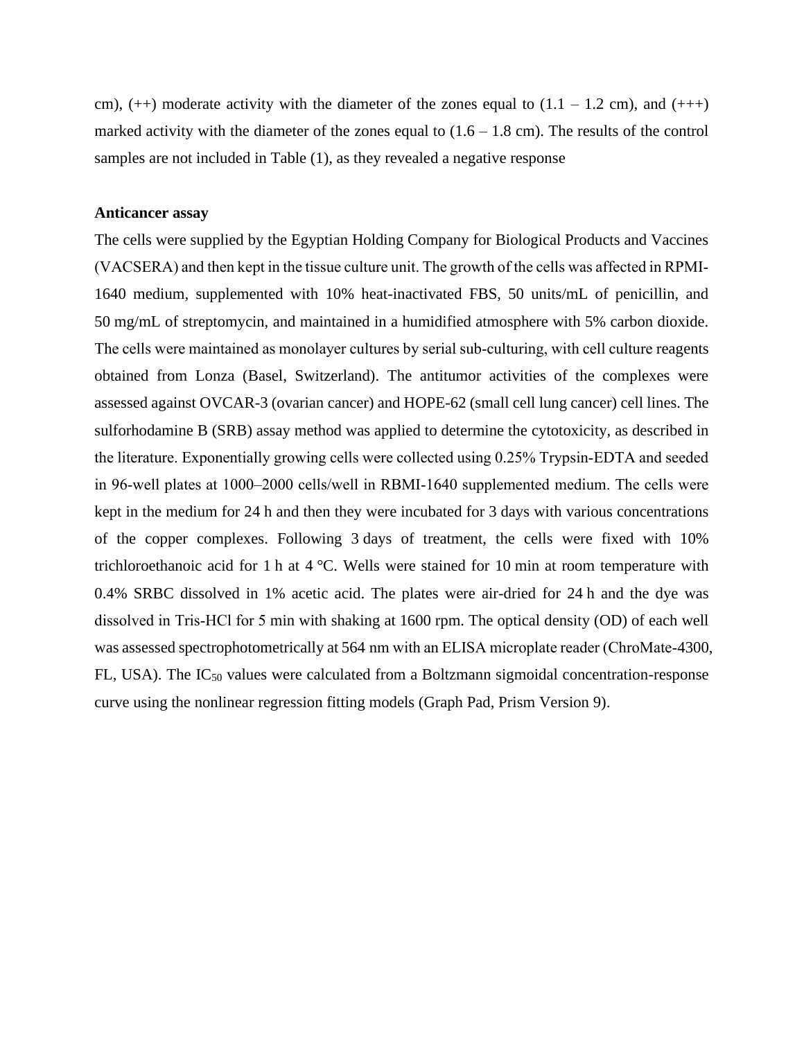cm), (++) moderate activity with the diameter of the zones equal to (1.1 – 1.2 cm), and (+++) marked activity with the diameter of the zones equal to (1.6 – 1.8 cm). The results of the control samples are not included in Table (1), as they revealed a negative response

**Anticancer assay**

The cells were supplied by the Egyptian Holding Company for Biological Products and Vaccines (VACSERA) and then kept in the tissue culture unit. The growth of the cells was affected in RPMI-1640 medium, supplemented with 10% heat-inactivated FBS, 50 units/mL of penicillin, and 50 mg/mL of streptomycin, and maintained in a humidified atmosphere with 5% carbon dioxide. The cells were maintained as monolayer cultures by serial sub-culturing, with cell culture reagents obtained from Lonza (Basel, Switzerland). The antitumor activities of the complexes were assessed against OVCAR-3 (ovarian cancer) and HOPE-62 (small cell lung cancer) cell lines. The sulforhodamine B (SRB) assay method was applied to determine the cytotoxicity, as described in the literature. Exponentially growing cells were collected using 0.25% Trypsin-EDTA and seeded in 96-well plates at 1000–2000 cells/well in RBMI-1640 supplemented medium. The cells were kept in the medium for 24 h and then they were incubated for 3 days with various concentrations of the copper complexes. Following 3 days of treatment, the cells were fixed with 10% trichloroethanoic acid for 1 h at 4 °C. Wells were stained for 10 min at room temperature with 0.4% SRBC dissolved in 1% acetic acid. The plates were air-dried for 24 h and the dye was dissolved in Tris-HCl for 5 min with shaking at 1600 rpm. The optical density (OD) of each well was assessed spectrophotometrically at 564 nm with an ELISA microplate reader (ChroMate-4300, FL, USA). The $IC_{50}$ values were calculated from a Boltzmann sigmoidal concentration-response curve using the nonlinear regression fitting models (Graph Pad, Prism Version 9).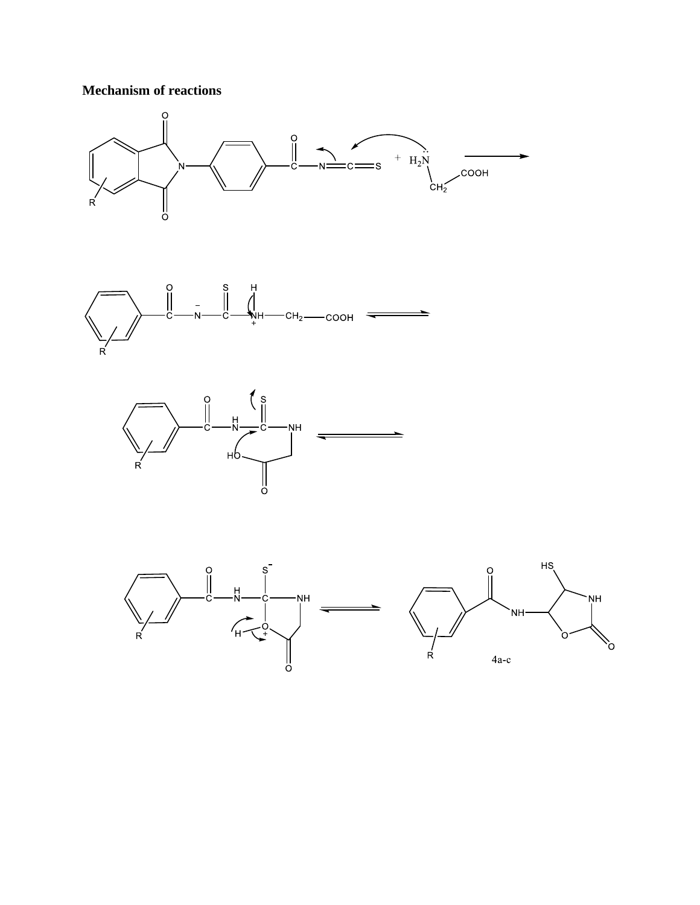**Mechanism of reactions**

4a-c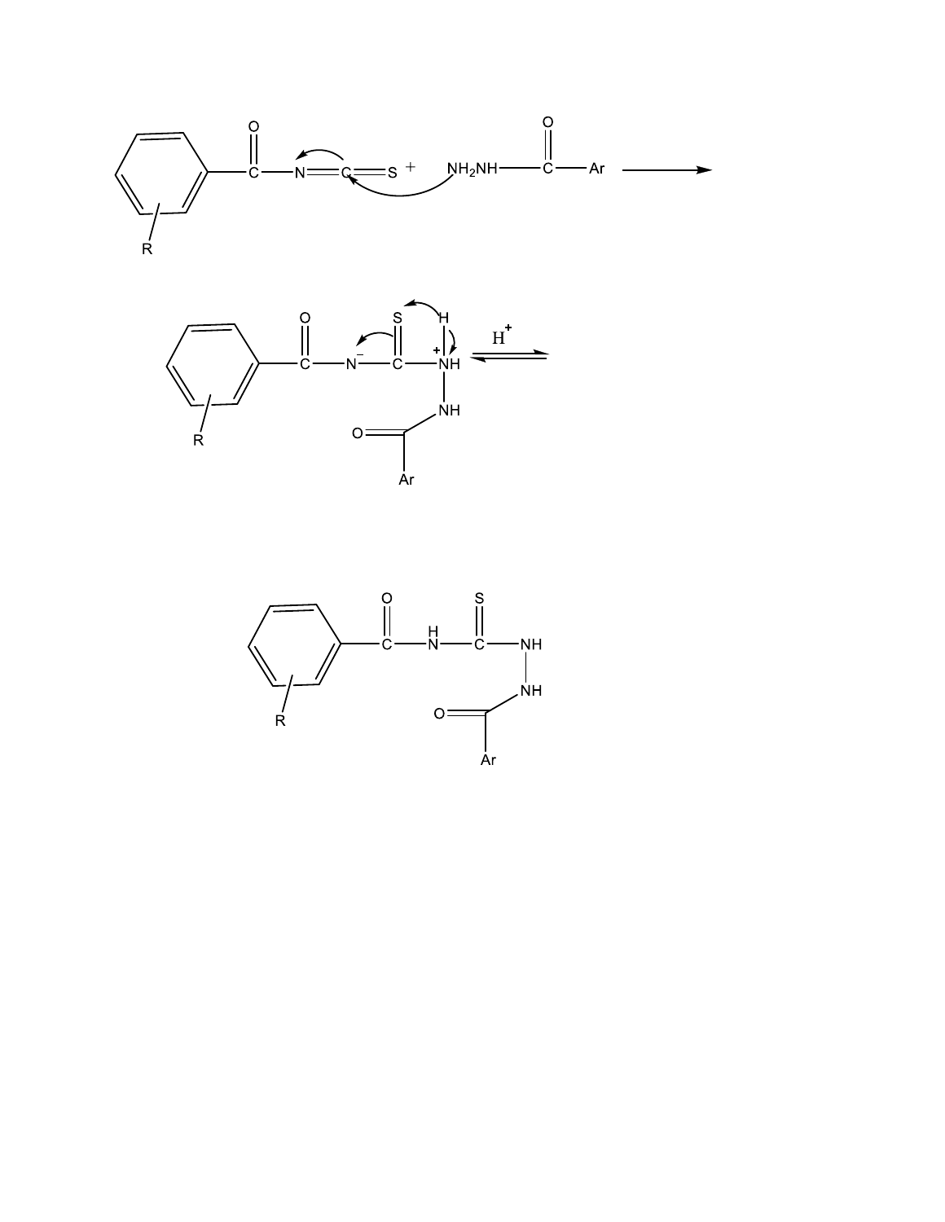R–C$_6$H$_4$–C(=O)–N=C=S + $NH_2NH$–C(=O)–Ar →

R–C$_6$H$_4$–C(=O)–$N^-$–C(=S)–$NH^+$(H)–NH–C(=O)–Ar $\overset{H^+}{\rightleftharpoons}$

R–C$_6$H$_4$–C(=O)–NH–C(=S)–NH–NH–C(=O)–Ar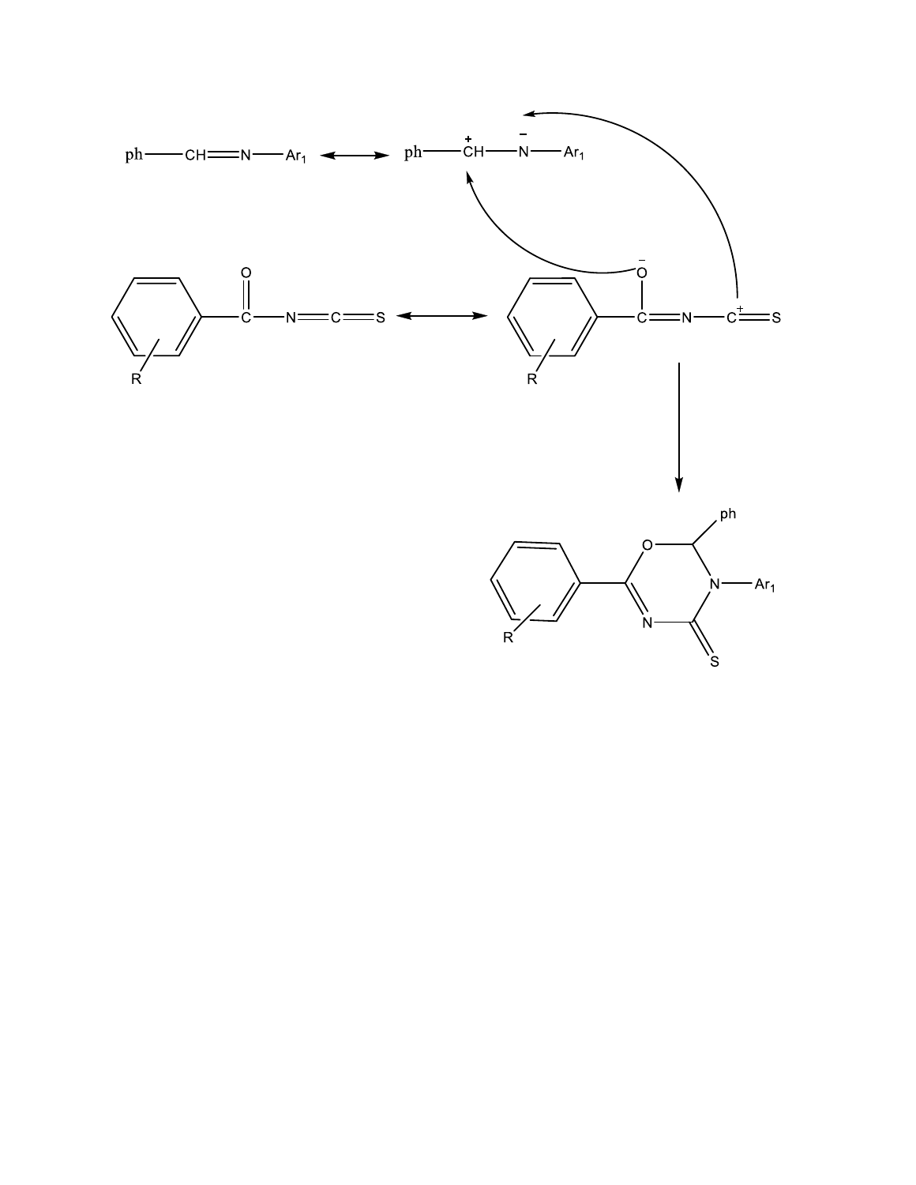ph—CH=N—$Ar_1$ ⟷ ph—$\overset{+}{C}H$—$\overset{-}{N}$—$Ar_1$

R

O

C—N=C=S

R

$O^-$

C=N—$C^+$=S

O

ph

N—$Ar_1$

N

S

R